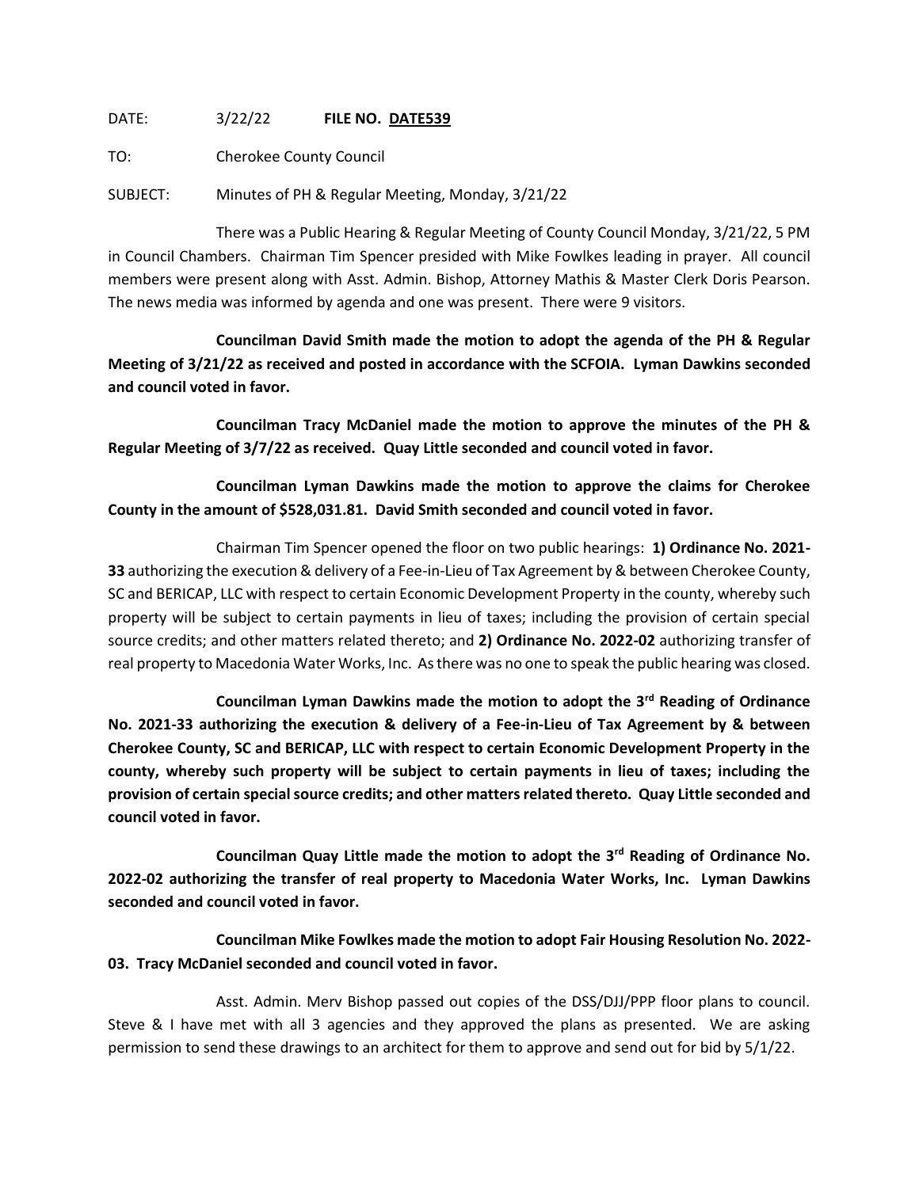DATE: 3/22/22 **FILE NO. DATE539**

TO: Cherokee County Council

SUBJECT: Minutes of PH & Regular Meeting, Monday, 3/21/22

There was a Public Hearing & Regular Meeting of County Council Monday, 3/21/22, 5 PM in Council Chambers. Chairman Tim Spencer presided with Mike Fowlkes leading in prayer. All council members were present along with Asst. Admin. Bishop, Attorney Mathis & Master Clerk Doris Pearson. The news media was informed by agenda and one was present. There were 9 visitors.

**Councilman David Smith made the motion to adopt the agenda of the PH & Regular Meeting of 3/21/22 as received and posted in accordance with the SCFOIA. Lyman Dawkins seconded and council voted in favor.**

**Councilman Tracy McDaniel made the motion to approve the minutes of the PH & Regular Meeting of 3/7/22 as received. Quay Little seconded and council voted in favor.**

**Councilman Lyman Dawkins made the motion to approve the claims for Cherokee County in the amount of $528,031.81. David Smith seconded and council voted in favor.**

Chairman Tim Spencer opened the floor on two public hearings: **1) Ordinance No. 2021-33** authorizing the execution & delivery of a Fee-in-Lieu of Tax Agreement by & between Cherokee County, SC and BERICAP, LLC with respect to certain Economic Development Property in the county, whereby such property will be subject to certain payments in lieu of taxes; including the provision of certain special source credits; and other matters related thereto; and **2) Ordinance No. 2022-02** authorizing transfer of real property to Macedonia Water Works, Inc. As there was no one to speak the public hearing was closed.

**Councilman Lyman Dawkins made the motion to adopt the 3rd Reading of Ordinance No. 2021-33 authorizing the execution & delivery of a Fee-in-Lieu of Tax Agreement by & between Cherokee County, SC and BERICAP, LLC with respect to certain Economic Development Property in the county, whereby such property will be subject to certain payments in lieu of taxes; including the provision of certain special source credits; and other matters related thereto. Quay Little seconded and council voted in favor.**

**Councilman Quay Little made the motion to adopt the 3rd Reading of Ordinance No. 2022-02 authorizing the transfer of real property to Macedonia Water Works, Inc. Lyman Dawkins seconded and council voted in favor.**

**Councilman Mike Fowlkes made the motion to adopt Fair Housing Resolution No. 2022-03. Tracy McDaniel seconded and council voted in favor.**

Asst. Admin. Merv Bishop passed out copies of the DSS/DJJ/PPP floor plans to council. Steve & I have met with all 3 agencies and they approved the plans as presented. We are asking permission to send these drawings to an architect for them to approve and send out for bid by 5/1/22.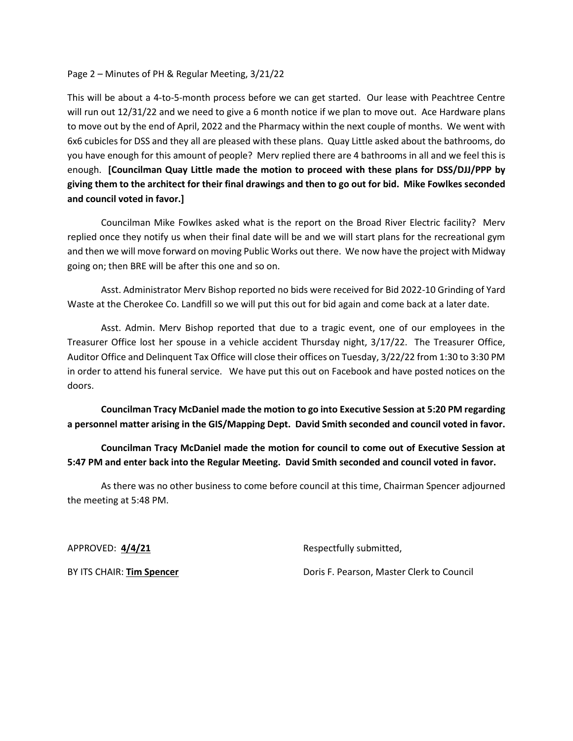This will be about a 4-to-5-month process before we can get started. Our lease with Peachtree Centre will run out 12/31/22 and we need to give a 6 month notice if we plan to move out. Ace Hardware plans to move out by the end of April, 2022 and the Pharmacy within the next couple of months. We went with 6x6 cubicles for DSS and they all are pleased with these plans. Quay Little asked about the bathrooms, do you have enough for this amount of people? Merv replied there are 4 bathrooms in all and we feel this is enough. **[Councilman Quay Little made the motion to proceed with these plans for DSS/DJJ/PPP by giving them to the architect for their final drawings and then to go out for bid. Mike Fowlkes seconded and council voted in favor.]**

Councilman Mike Fowlkes asked what is the report on the Broad River Electric facility? Merv replied once they notify us when their final date will be and we will start plans for the recreational gym and then we will move forward on moving Public Works out there. We now have the project with Midway going on; then BRE will be after this one and so on.

Asst. Administrator Merv Bishop reported no bids were received for Bid 2022-10 Grinding of Yard Waste at the Cherokee Co. Landfill so we will put this out for bid again and come back at a later date.

Asst. Admin. Merv Bishop reported that due to a tragic event, one of our employees in the Treasurer Office lost her spouse in a vehicle accident Thursday night, 3/17/22. The Treasurer Office, Auditor Office and Delinquent Tax Office will close their offices on Tuesday, 3/22/22 from 1:30 to 3:30 PM in order to attend his funeral service. We have put this out on Facebook and have posted notices on the doors.

**Councilman Tracy McDaniel made the motion to go into Executive Session at 5:20 PM regarding a personnel matter arising in the GIS/Mapping Dept. David Smith seconded and council voted in favor.**

**Councilman Tracy McDaniel made the motion for council to come out of Executive Session at 5:47 PM and enter back into the Regular Meeting. David Smith seconded and council voted in favor.**

As there was no other business to come before council at this time, Chairman Spencer adjourned the meeting at 5:48 PM.

APPROVED: **4/4/21**

BY ITS CHAIR: **Tim Spencer**

Respectfully submitted,

Doris F. Pearson, Master Clerk to Council